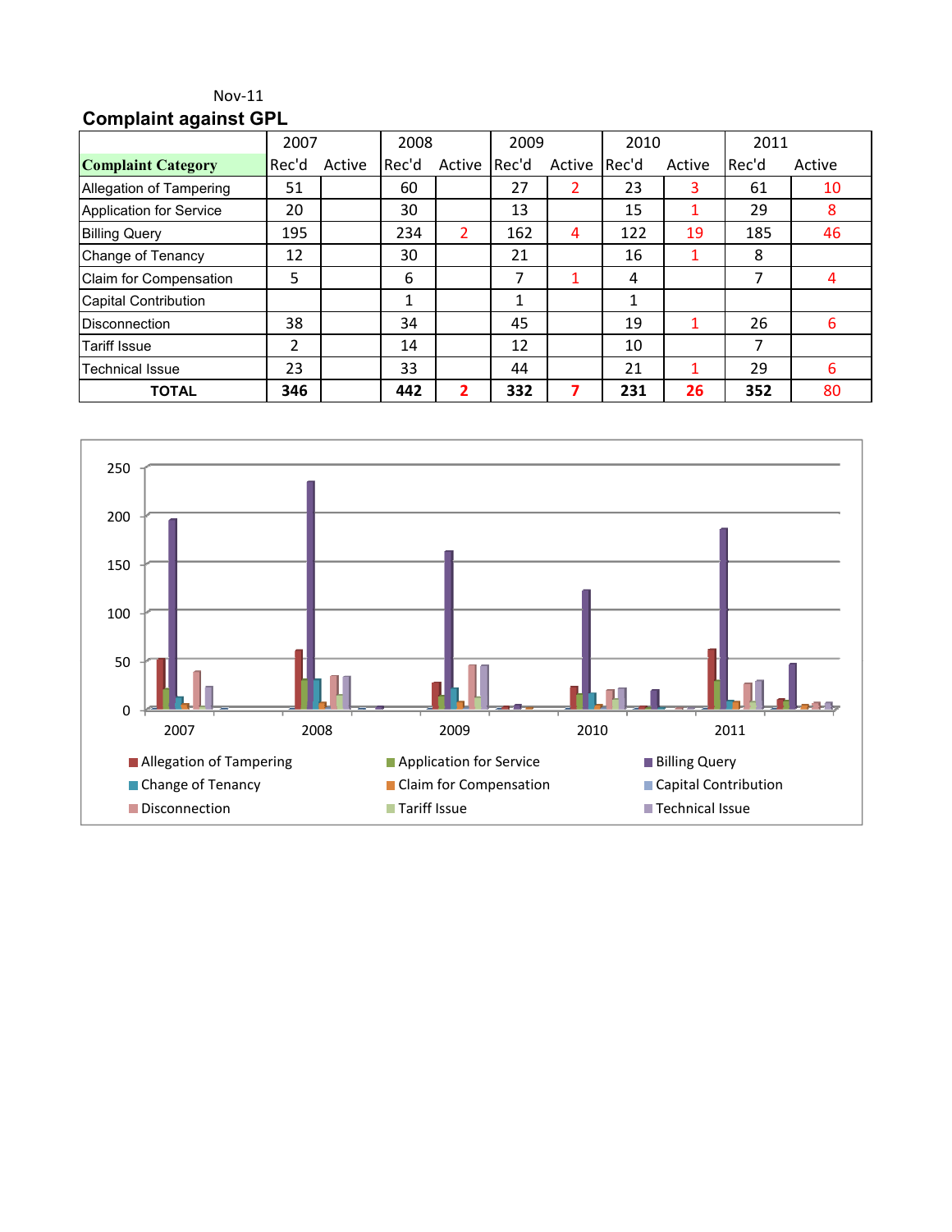Nov-11

## Complaint against GPL

| Complaint Category | 2007 | | 2008 | | 2009 | | 2010 | | 2011 | |
|---|---|---|---|---|---|---|---|---|---|---|
| | Rec'd | Active | Rec'd | Active | Rec'd | Active | Rec'd | Active | Rec'd | Active |
| Allegation of Tampering | 51 | | 60 | | 27 | 2 | 23 | 3 | 61 | 10 |
| Application for Service | 20 | | 30 | | 13 | | 15 | 1 | 29 | 8 |
| Billing Query | 195 | | 234 | 2 | 162 | 4 | 122 | 19 | 185 | 46 |
| Change of Tenancy | 12 | | 30 | | 21 | | 16 | 1 | 8 | |
| Claim for Compensation | 5 | | 6 | | 7 | 1 | 4 | | 7 | 4 |
| Capital Contribution | | | 1 | | 1 | | 1 | | | |
| Disconnection | 38 | | 34 | | 45 | | 19 | 1 | 26 | 6 |
| Tariff Issue | 2 | | 14 | | 12 | | 10 | | 7 | |
| Technical Issue | 23 | | 33 | | 44 | | 21 | 1 | 29 | 6 |
| **TOTAL** | **346** | | **442** | **2** | **332** | **7** | **231** | **26** | **352** | 80 |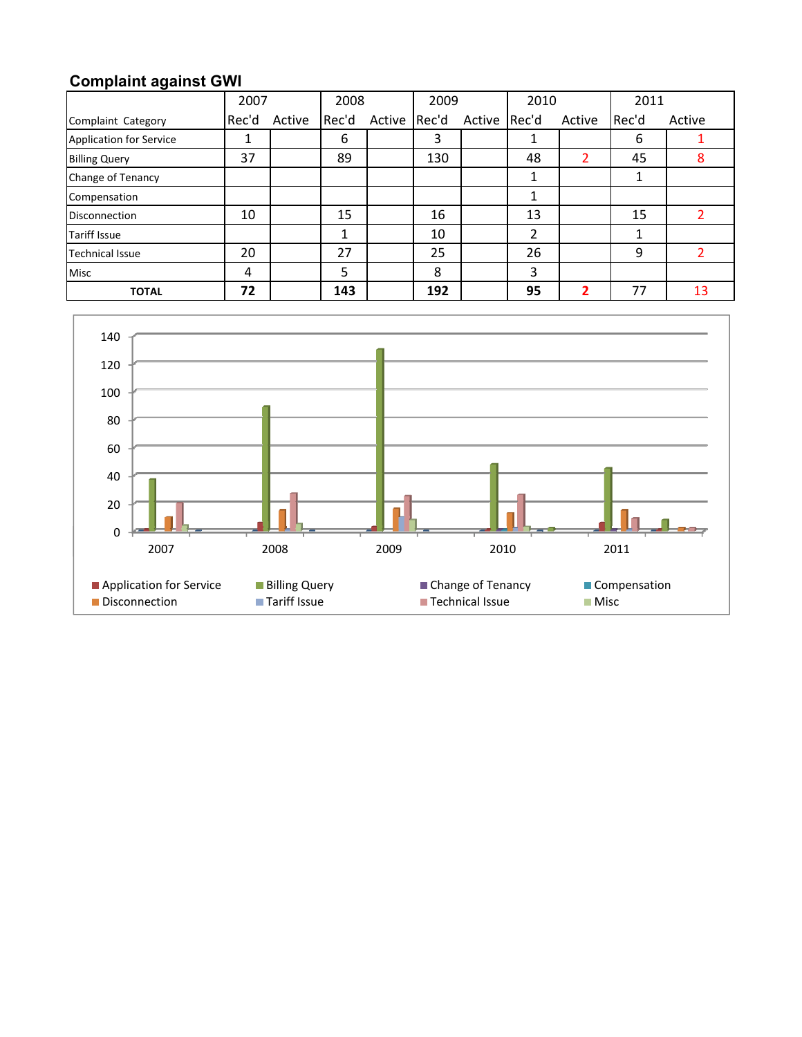## Complaint against GWI

| Complaint Category | 2007 Rec'd | 2007 Active | 2008 Rec'd | 2008 Active | 2009 Rec'd | 2009 Active | 2010 Rec'd | 2010 Active | 2011 Rec'd | 2011 Active |
|---|---|---|---|---|---|---|---|---|---|---|
| Application for Service | 1 | | 6 | | 3 | | 1 | | 6 | 1 |
| Billing Query | 37 | | 89 | | 130 | | 48 | 2 | 45 | 8 |
| Change of Tenancy | | | | | | | 1 | | 1 | |
| Compensation | | | | | | | 1 | | | |
| Disconnection | 10 | | 15 | | 16 | | 13 | | 15 | 2 |
| Tariff Issue | | | 1 | | 10 | | 2 | | 1 | |
| Technical Issue | 20 | | 27 | | 25 | | 26 | | 9 | 2 |
| Misc | 4 | | 5 | | 8 | | 3 | | | |
| **TOTAL** | **72** | | **143** | | **192** | | **95** | **2** | 77 | 13 |

140
120
100
80
60
40
20
0

2007 2008 2009 2010 2011

Application for Service, Billing Query, Change of Tenancy, Compensation, Disconnection, Tariff Issue, Technical Issue, Misc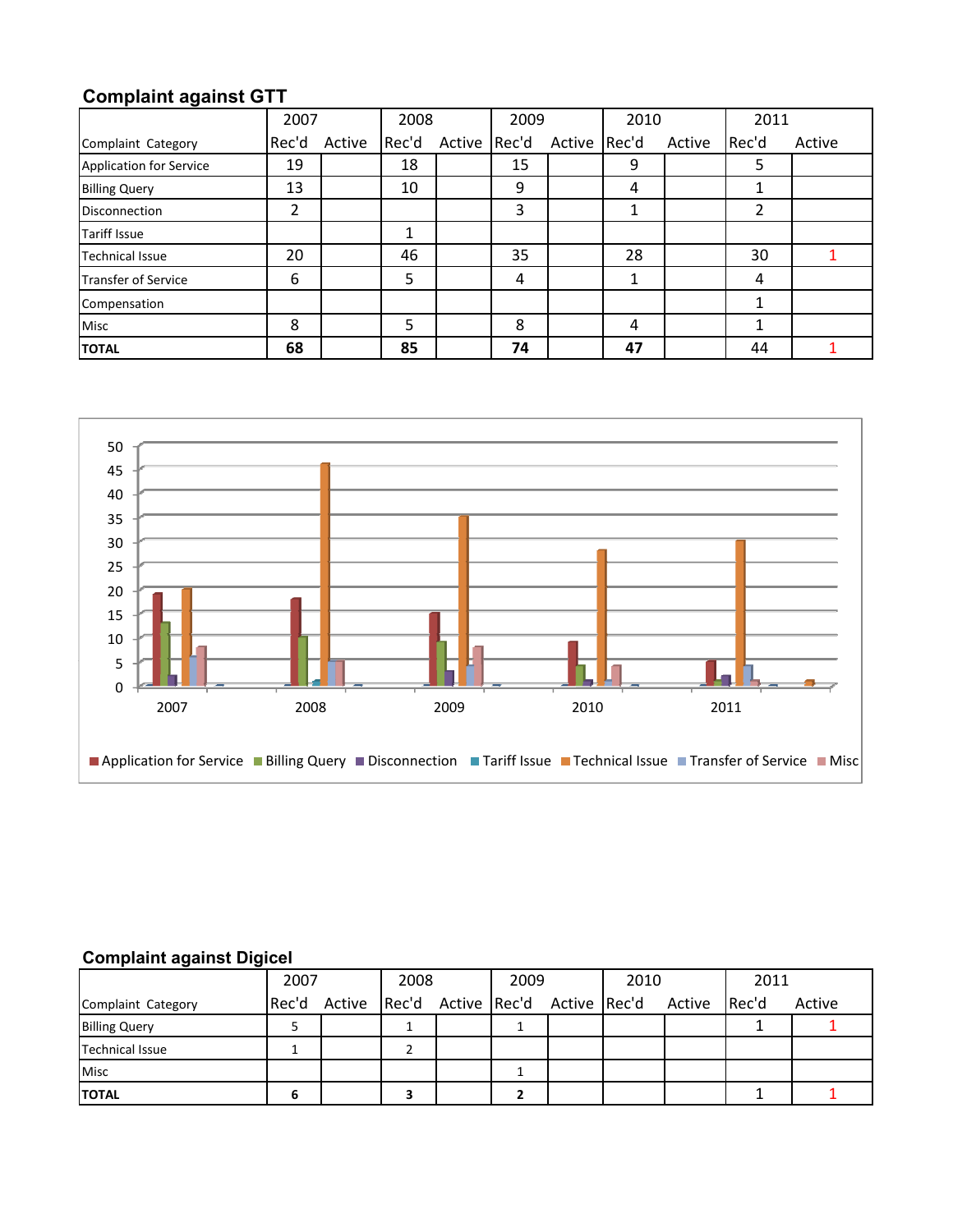## Complaint against GTT

| Complaint Category | 2007 | | 2008 | | 2009 | | 2010 | | 2011 | |
|---|---|---|---|---|---|---|---|---|---|---|
| | Rec'd | Active | Rec'd | Active | Rec'd | Active | Rec'd | Active | Rec'd | Active |
| Application for Service | 19 | | 18 | | 15 | | 9 | | 5 | |
| Billing Query | 13 | | 10 | | 9 | | 4 | | 1 | |
| Disconnection | 2 | | | | 3 | | 1 | | 2 | |
| Tariff Issue | | | 1 | | | | | | | |
| Technical Issue | 20 | | 46 | | 35 | | 28 | | 30 | 1 |
| Transfer of Service | 6 | | 5 | | 4 | | 1 | | 4 | |
| Compensation | | | | | | | | | 1 | |
| Misc | 8 | | 5 | | 8 | | 4 | | 1 | |
| **TOTAL** | **68** | | **85** | | **74** | | **47** | | 44 | 1 |

## Complaint against Digicel

| Complaint Category | 2007 | | 2008 | | 2009 | | 2010 | | 2011 | |
|---|---|---|---|---|---|---|---|---|---|---|
| | Rec'd | Active | Rec'd | Active | Rec'd | Active | Rec'd | Active | Rec'd | Active |
| Billing Query | 5 | | 1 | | 1 | | | | 1 | 1 |
| Technical Issue | 1 | | 2 | | | | | | | |
| Misc | | | | | 1 | | | | | |
| **TOTAL** | **6** | | **3** | | **2** | | | | 1 | 1 |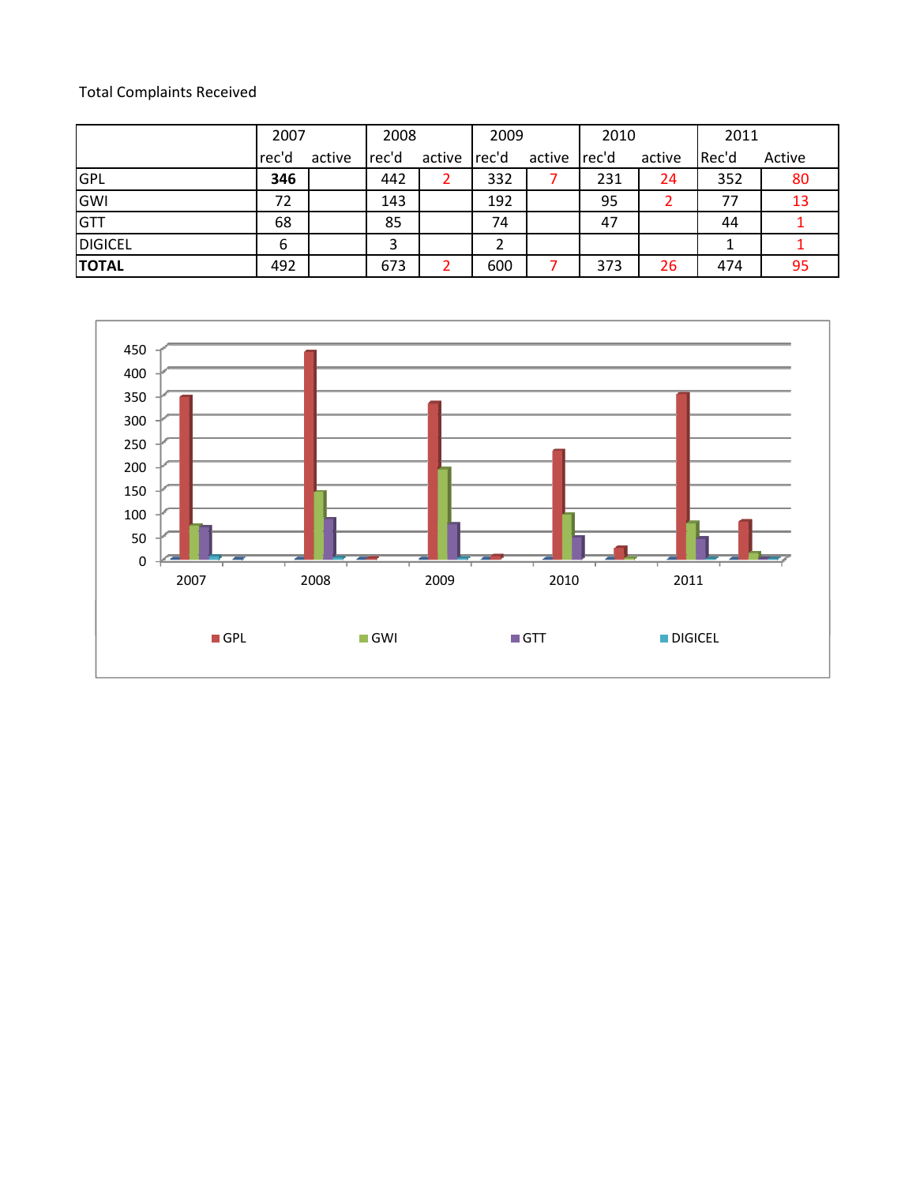Total Complaints Received

| | 2007 | | 2008 | | 2009 | | 2010 | | 2011 | |
|---|---|---|---|---|---|---|---|---|---|---|
| | rec'd | active | rec'd | active | rec'd | active | rec'd | active | Rec'd | Active |
| GPL | **346** | | 442 | 2 | 332 | 7 | 231 | 24 | 352 | 80 |
| GWI | 72 | | 143 | | 192 | | 95 | 2 | 77 | 13 |
| GTT | 68 | | 85 | | 74 | | 47 | | 44 | 1 |
| DIGICEL | 6 | | 3 | | 2 | | | | 1 | 1 |
| **TOTAL** | 492 | | 673 | 2 | 600 | 7 | 373 | 26 | 474 | 95 |

450
400
350
300
250
200
150
100
50
0

2007 2008 2009 2010 2011

GPL GWI GTT DIGICEL